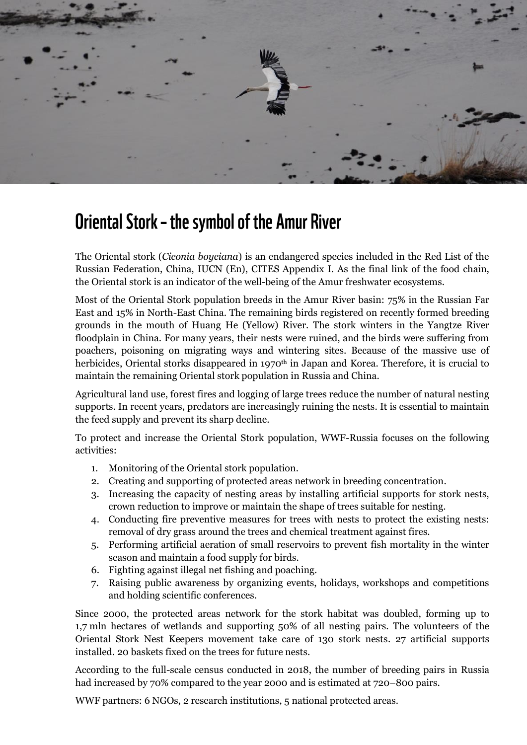# Oriental Stork – the symbol of the Amur River

The Oriental stork (*Ciconia boyciana*) is an endangered species included in the Red List of the Russian Federation, China, IUCN (En), CITES Appendix I. As the final link of the food chain, the Oriental stork is an indicator of the well-being of the Amur freshwater ecosystems.

Most of the Oriental Stork population breeds in the Amur River basin: 75% in the Russian Far East and 15% in North-East China. The remaining birds registered on recently formed breeding grounds in the mouth of Huang He (Yellow) River. The stork winters in the Yangtze River floodplain in China. For many years, their nests were ruined, and the birds were suffering from poachers, poisoning on migrating ways and wintering sites. Because of the massive use of herbicides, Oriental storks disappeared in 1970th in Japan and Korea. Therefore, it is crucial to maintain the remaining Oriental stork population in Russia and China.

Agricultural land use, forest fires and logging of large trees reduce the number of natural nesting supports. In recent years, predators are increasingly ruining the nests. It is essential to maintain the feed supply and prevent its sharp decline.

To protect and increase the Oriental Stork population, WWF-Russia focuses on the following activities:

1. Monitoring of the Oriental stork population.
2. Creating and supporting of protected areas network in breeding concentration.
3. Increasing the capacity of nesting areas by installing artificial supports for stork nests, crown reduction to improve or maintain the shape of trees suitable for nesting.
4. Conducting fire preventive measures for trees with nests to protect the existing nests: removal of dry grass around the trees and chemical treatment against fires.
5. Performing artificial aeration of small reservoirs to prevent fish mortality in the winter season and maintain a food supply for birds.
6. Fighting against illegal net fishing and poaching.
7. Raising public awareness by organizing events, holidays, workshops and competitions and holding scientific conferences.

Since 2000, the protected areas network for the stork habitat was doubled, forming up to 1,7 mln hectares of wetlands and supporting 50% of all nesting pairs. The volunteers of the Oriental Stork Nest Keepers movement take care of 130 stork nests. 27 artificial supports installed. 20 baskets fixed on the trees for future nests.

According to the full-scale census conducted in 2018, the number of breeding pairs in Russia had increased by 70% compared to the year 2000 and is estimated at 720–800 pairs.

WWF partners: 6 NGOs, 2 research institutions, 5 national protected areas.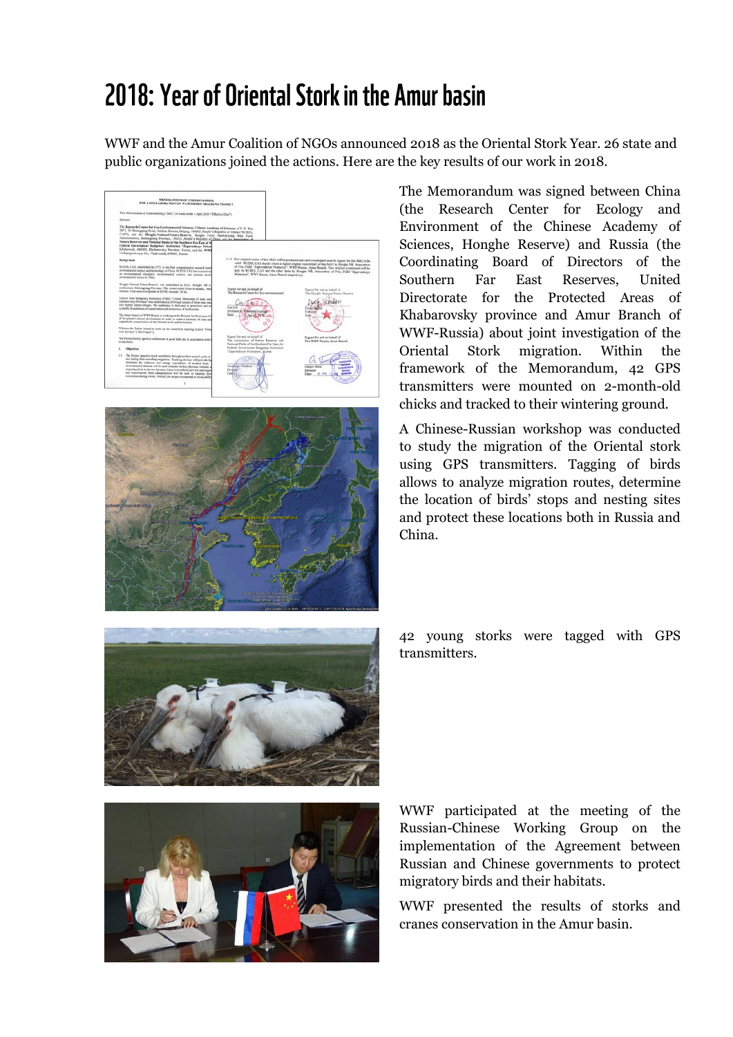# 2018: Year of Oriental Stork in the Amur basin

WWF and the Amur Coalition of NGOs announced 2018 as the Oriental Stork Year. 26 state and public organizations joined the actions. Here are the key results of our work in 2018.

The Memorandum was signed between China (the Research Center for Ecology and Environment of the Chinese Academy of Sciences, Honghe Reserve) and Russia (the Coordinating Board of Directors of the Southern Far East Reserves, United Directorate for the Protected Areas of Khabarovsky province and Amur Branch of WWF-Russia) about joint investigation of the Oriental Stork migration. Within the framework of the Memorandum, 42 GPS transmitters were mounted on 2-month-old chicks and tracked to their wintering ground.

A Chinese-Russian workshop was conducted to study the migration of the Oriental stork using GPS transmitters. Tagging of birds allows to analyze migration routes, determine the location of birds' stops and nesting sites and protect these locations both in Russia and China.

42 young storks were tagged with GPS transmitters.

WWF participated at the meeting of the Russian-Chinese Working Group on the implementation of the Agreement between Russian and Chinese governments to protect migratory birds and their habitats.

WWF presented the results of storks and cranes conservation in the Amur basin.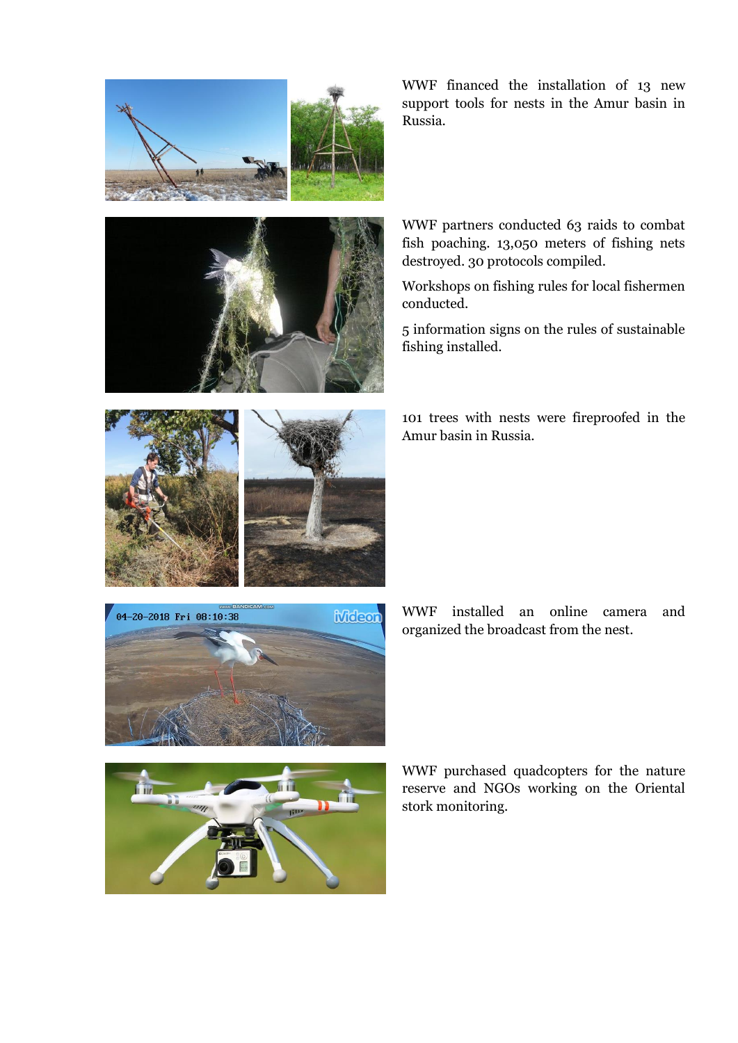WWF financed the installation of 13 new support tools for nests in the Amur basin in Russia.

WWF partners conducted 63 raids to combat fish poaching. 13,050 meters of fishing nets destroyed. 30 protocols compiled.

Workshops on fishing rules for local fishermen conducted.

5 information signs on the rules of sustainable fishing installed.

101 trees with nests were fireproofed in the Amur basin in Russia.

WWF installed an online camera and organized the broadcast from the nest.

WWF purchased quadcopters for the nature reserve and NGOs working on the Oriental stork monitoring.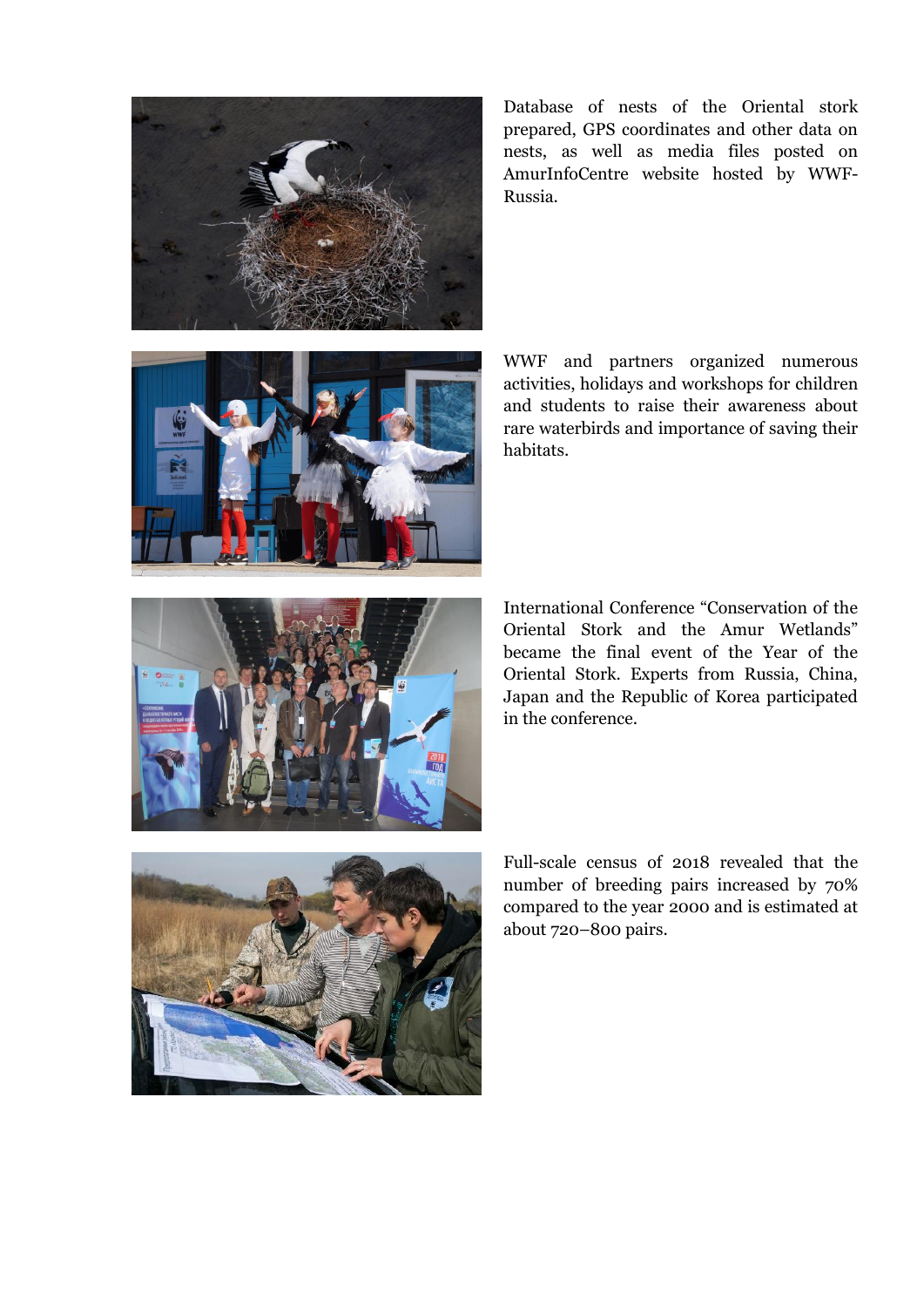Database of nests of the Oriental stork prepared, GPS coordinates and other data on nests, as well as media files posted on AmurInfoCentre website hosted by WWF-Russia.

WWF and partners organized numerous activities, holidays and workshops for children and students to raise their awareness about rare waterbirds and importance of saving their habitats.

International Conference "Conservation of the Oriental Stork and the Amur Wetlands" became the final event of the Year of the Oriental Stork. Experts from Russia, China, Japan and the Republic of Korea participated in the conference.

Full-scale census of 2018 revealed that the number of breeding pairs increased by 70% compared to the year 2000 and is estimated at about 720–800 pairs.